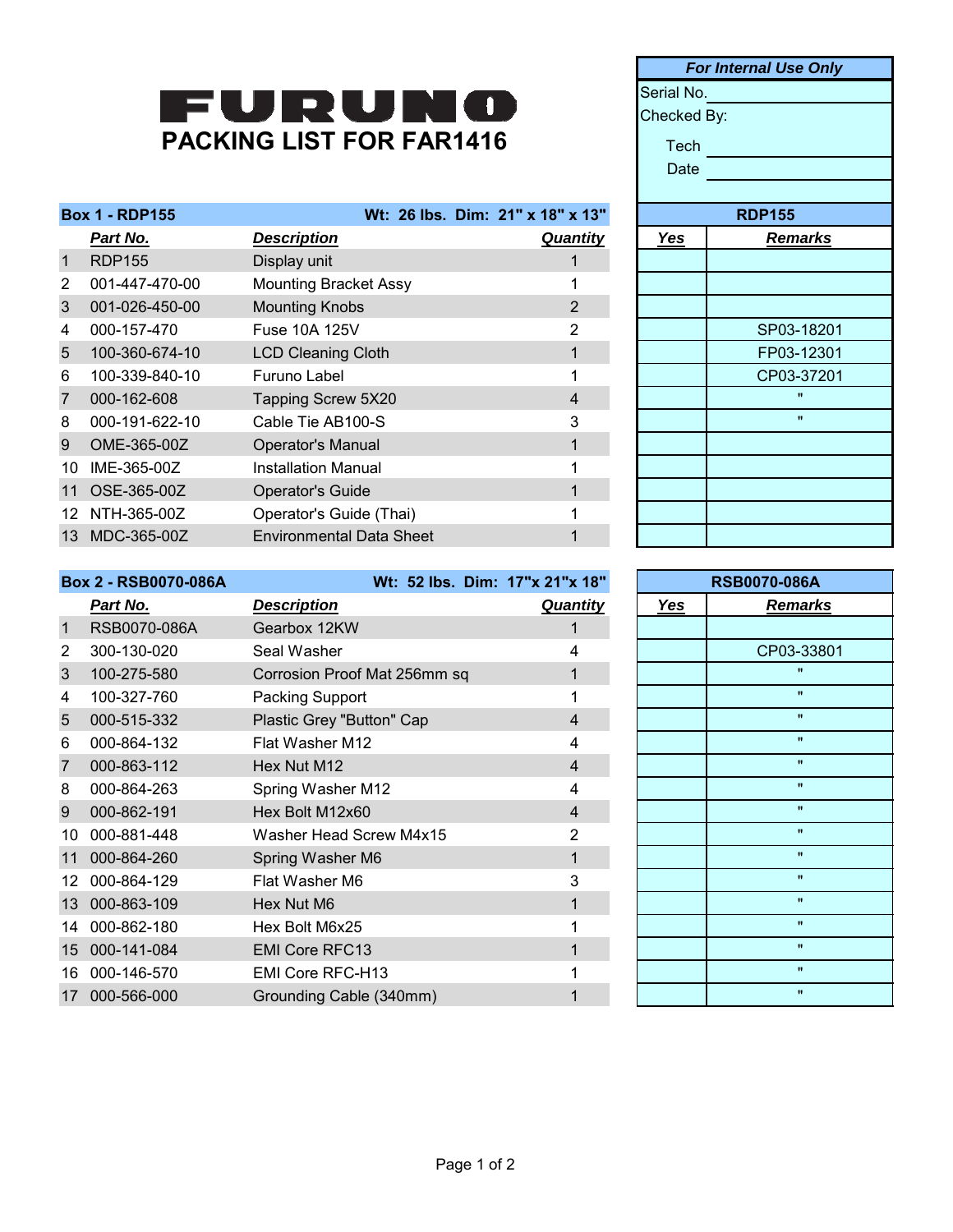# FURUNO

## PACKING LIST FOR FAR1416

| For Internal Use Only | |
|---|---|
| Serial No. | |
| Checked By: | |
| Tech | |
| Date | |

| Box 1 - RDP155 | | Wt: 26 lbs. Dim: 21" x 18" x 13" | | RDP155 | |
|---|---|---|---|---|---|
| | ***Part No.*** | ***Description*** | ***Quantity*** | ***Yes*** | ***Remarks*** |
| 1 | RDP155 | Display unit | 1 | | |
| 2 | 001-447-470-00 | Mounting Bracket Assy | 1 | | |
| 3 | 001-026-450-00 | Mounting Knobs | 2 | | |
| 4 | 000-157-470 | Fuse 10A 125V | 2 | | SP03-18201 |
| 5 | 100-360-674-10 | LCD Cleaning Cloth | 1 | | FP03-12301 |
| 6 | 100-339-840-10 | Furuno Label | 1 | | CP03-37201 |
| 7 | 000-162-608 | Tapping Screw 5X20 | 4 | | " |
| 8 | 000-191-622-10 | Cable Tie AB100-S | 3 | | " |
| 9 | OME-365-00Z | Operator's Manual | 1 | | |
| 10 | IME-365-00Z | Installation Manual | 1 | | |
| 11 | OSE-365-00Z | Operator's Guide | 1 | | |
| 12 | NTH-365-00Z | Operator's Guide (Thai) | 1 | | |
| 13 | MDC-365-00Z | Environmental Data Sheet | 1 | | |

| Box 2 - RSB0070-086A | | Wt: 52 lbs. Dim: 17"x 21"x 18" | | RSB0070-086A | |
|---|---|---|---|---|---|
| | ***Part No.*** | ***Description*** | ***Quantity*** | ***Yes*** | ***Remarks*** |
| 1 | RSB0070-086A | Gearbox 12KW | 1 | | |
| 2 | 300-130-020 | Seal Washer | 4 | | CP03-33801 |
| 3 | 100-275-580 | Corrosion Proof Mat 256mm sq | 1 | | " |
| 4 | 100-327-760 | Packing Support | 1 | | " |
| 5 | 000-515-332 | Plastic Grey "Button" Cap | 4 | | " |
| 6 | 000-864-132 | Flat Washer M12 | 4 | | " |
| 7 | 000-863-112 | Hex Nut M12 | 4 | | " |
| 8 | 000-864-263 | Spring Washer M12 | 4 | | " |
| 9 | 000-862-191 | Hex Bolt M12x60 | 4 | | " |
| 10 | 000-881-448 | Washer Head Screw M4x15 | 2 | | " |
| 11 | 000-864-260 | Spring Washer M6 | 1 | | " |
| 12 | 000-864-129 | Flat Washer M6 | 3 | | " |
| 13 | 000-863-109 | Hex Nut M6 | 1 | | " |
| 14 | 000-862-180 | Hex Bolt M6x25 | 1 | | " |
| 15 | 000-141-084 | EMI Core RFC13 | 1 | | " |
| 16 | 000-146-570 | EMI Core RFC-H13 | 1 | | " |
| 17 | 000-566-000 | Grounding Cable (340mm) | 1 | | " |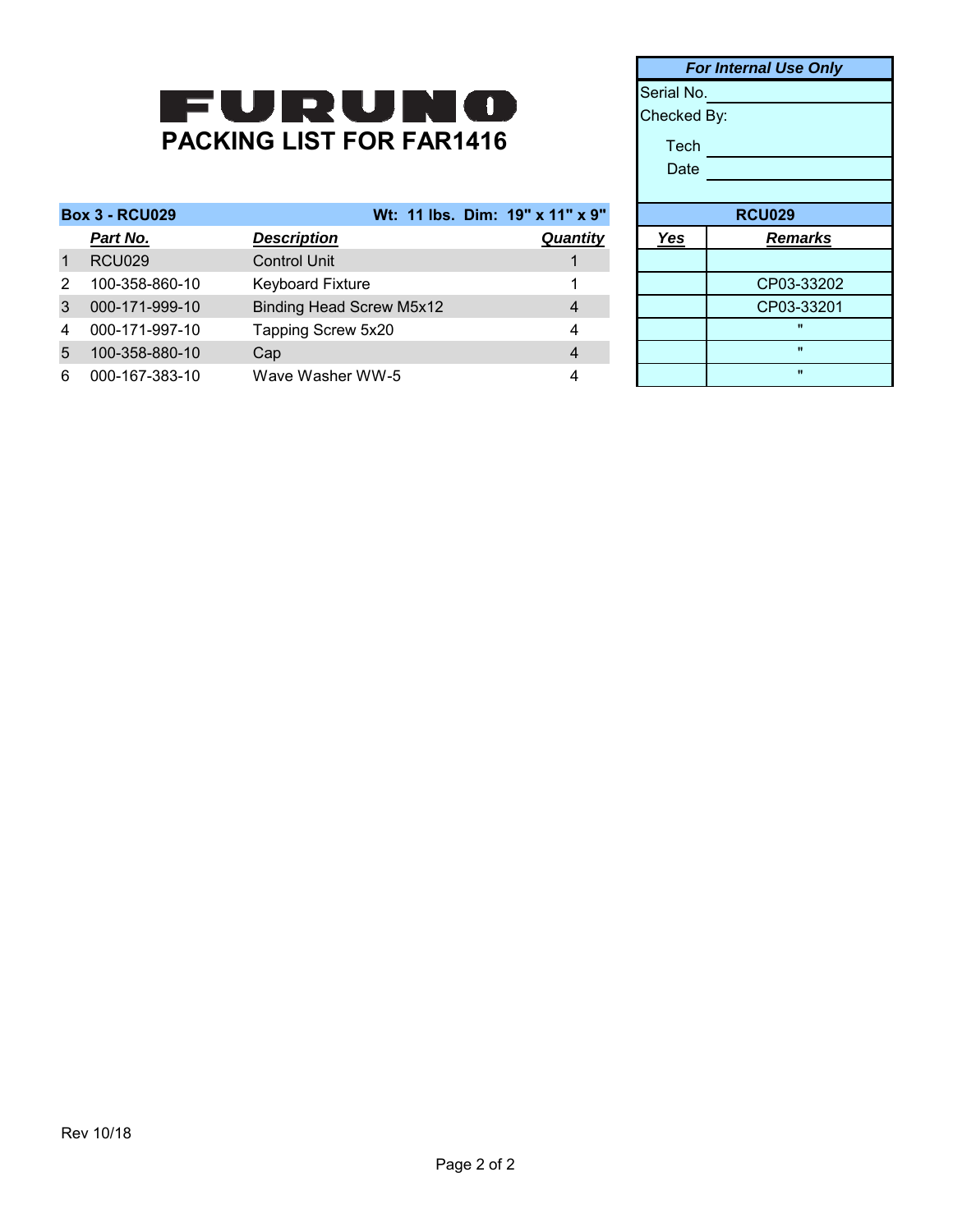# FURUNO

## PACKING LIST FOR FAR1416

| For Internal Use Only | |
| --- | --- |
| Serial No. | |
| Checked By: | |
| Tech | |
| Date | |

| Box 3 - RCU029 | | | Wt: 11 lbs. Dim: 19" x 11" x 9" | RCU029 | |
| --- | --- | --- | --- | --- | --- |
| | ***Part No.*** | ***Description*** | ***Quantity*** | ***Yes*** | ***Remarks*** |
| 1 | RCU029 | Control Unit | 1 | | |
| 2 | 100-358-860-10 | Keyboard Fixture | 1 | | CP03-33202 |
| 3 | 000-171-999-10 | Binding Head Screw M5x12 | 4 | | CP03-33201 |
| 4 | 000-171-997-10 | Tapping Screw 5x20 | 4 | | " |
| 5 | 100-358-880-10 | Cap | 4 | | " |
| 6 | 000-167-383-10 | Wave Washer WW-5 | 4 | | " |

Rev 10/18